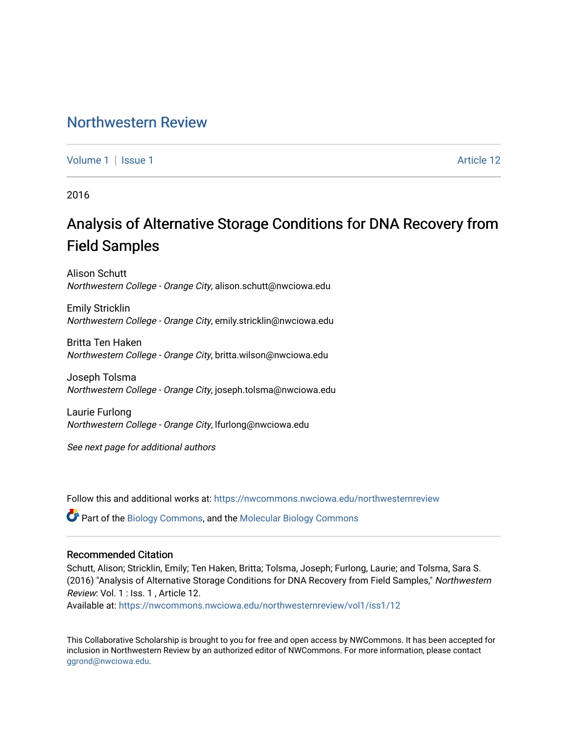# Northwestern Review

Volume 1 | Issue 1 Article 12

2016

## Analysis of Alternative Storage Conditions for DNA Recovery from Field Samples

Alison Schutt
*Northwestern College - Orange City*, alison.schutt@nwciowa.edu

Emily Stricklin
*Northwestern College - Orange City*, emily.stricklin@nwciowa.edu

Britta Ten Haken
*Northwestern College - Orange City*, britta.wilson@nwciowa.edu

Joseph Tolsma
*Northwestern College - Orange City*, joseph.tolsma@nwciowa.edu

Laurie Furlong
*Northwestern College - Orange City*, lfurlong@nwciowa.edu

*See next page for additional authors*

Follow this and additional works at: https://nwcommons.nwciowa.edu/northwesternreview

Part of the Biology Commons, and the Molecular Biology Commons

### Recommended Citation

Schutt, Alison; Stricklin, Emily; Ten Haken, Britta; Tolsma, Joseph; Furlong, Laurie; and Tolsma, Sara S. (2016) "Analysis of Alternative Storage Conditions for DNA Recovery from Field Samples," *Northwestern Review*: Vol. 1 : Iss. 1 , Article 12.
Available at: https://nwcommons.nwciowa.edu/northwesternreview/vol1/iss1/12

This Collaborative Scholarship is brought to you for free and open access by NWCommons. It has been accepted for inclusion in Northwestern Review by an authorized editor of NWCommons. For more information, please contact ggrond@nwciowa.edu.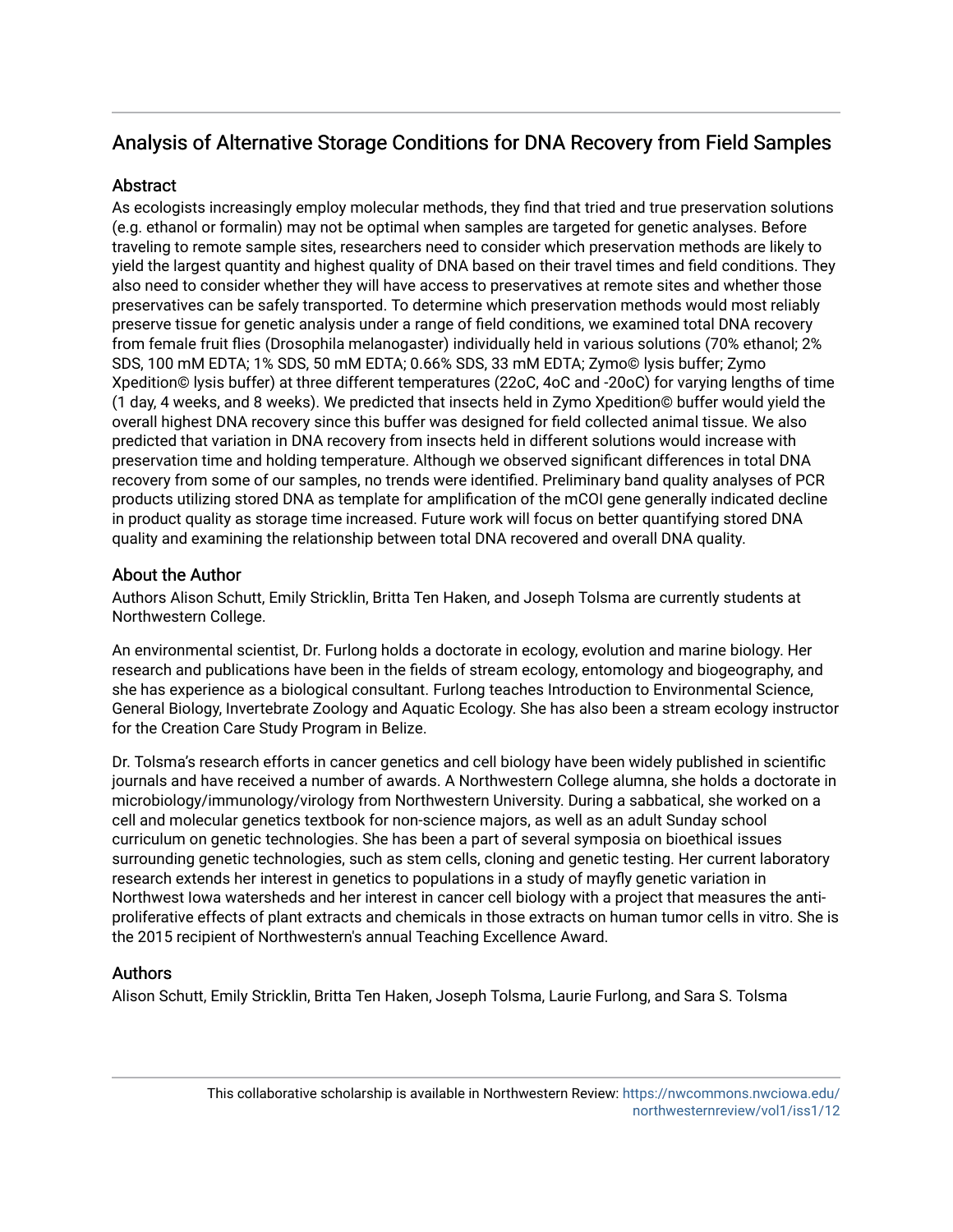## Analysis of Alternative Storage Conditions for DNA Recovery from Field Samples

### Abstract

As ecologists increasingly employ molecular methods, they find that tried and true preservation solutions (e.g. ethanol or formalin) may not be optimal when samples are targeted for genetic analyses. Before traveling to remote sample sites, researchers need to consider which preservation methods are likely to yield the largest quantity and highest quality of DNA based on their travel times and field conditions. They also need to consider whether they will have access to preservatives at remote sites and whether those preservatives can be safely transported. To determine which preservation methods would most reliably preserve tissue for genetic analysis under a range of field conditions, we examined total DNA recovery from female fruit flies (Drosophila melanogaster) individually held in various solutions (70% ethanol; 2% SDS, 100 mM EDTA; 1% SDS, 50 mM EDTA; 0.66% SDS, 33 mM EDTA; Zymo© lysis buffer; Zymo Xpedition© lysis buffer) at three different temperatures (22oC, 4oC and -20oC) for varying lengths of time (1 day, 4 weeks, and 8 weeks). We predicted that insects held in Zymo Xpedition© buffer would yield the overall highest DNA recovery since this buffer was designed for field collected animal tissue. We also predicted that variation in DNA recovery from insects held in different solutions would increase with preservation time and holding temperature. Although we observed significant differences in total DNA recovery from some of our samples, no trends were identified. Preliminary band quality analyses of PCR products utilizing stored DNA as template for amplification of the mCOI gene generally indicated decline in product quality as storage time increased. Future work will focus on better quantifying stored DNA quality and examining the relationship between total DNA recovered and overall DNA quality.

### About the Author

Authors Alison Schutt, Emily Stricklin, Britta Ten Haken, and Joseph Tolsma are currently students at Northwestern College.

An environmental scientist, Dr. Furlong holds a doctorate in ecology, evolution and marine biology. Her research and publications have been in the fields of stream ecology, entomology and biogeography, and she has experience as a biological consultant. Furlong teaches Introduction to Environmental Science, General Biology, Invertebrate Zoology and Aquatic Ecology. She has also been a stream ecology instructor for the Creation Care Study Program in Belize.

Dr. Tolsma's research efforts in cancer genetics and cell biology have been widely published in scientific journals and have received a number of awards. A Northwestern College alumna, she holds a doctorate in microbiology/immunology/virology from Northwestern University. During a sabbatical, she worked on a cell and molecular genetics textbook for non-science majors, as well as an adult Sunday school curriculum on genetic technologies. She has been a part of several symposia on bioethical issues surrounding genetic technologies, such as stem cells, cloning and genetic testing. Her current laboratory research extends her interest in genetics to populations in a study of mayfly genetic variation in Northwest Iowa watersheds and her interest in cancer cell biology with a project that measures the anti-proliferative effects of plant extracts and chemicals in those extracts on human tumor cells in vitro. She is the 2015 recipient of Northwestern's annual Teaching Excellence Award.

### Authors

Alison Schutt, Emily Stricklin, Britta Ten Haken, Joseph Tolsma, Laurie Furlong, and Sara S. Tolsma

This collaborative scholarship is available in Northwestern Review: https://nwcommons.nwciowa.edu/northwesternreview/vol1/iss1/12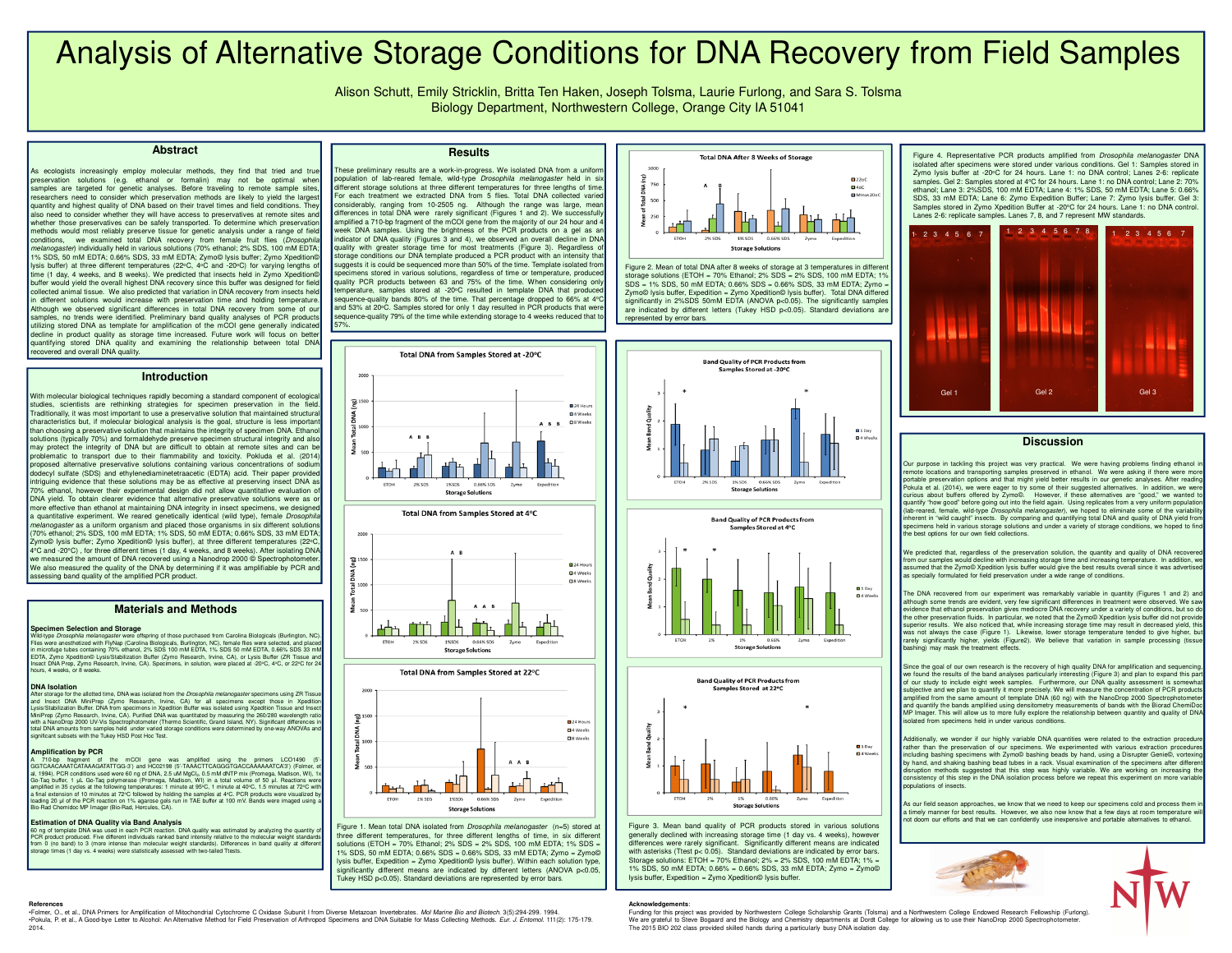# Analysis of Alternative Storage Conditions for DNA Recovery from Field Samples

Alison Schutt, Emily Stricklin, Britta Ten Haken, Joseph Tolsma, Laurie Furlong, and Sara S. Tolsma

Biology Department, Northwestern College, Orange City IA 51041

## Abstract

As ecologists increasingly employ molecular methods, they find that tried and true preservation solutions (e.g. ethanol or formalin) may not be optimal when samples are targeted for genetic analyses. Before traveling to remote sample sites, researchers need to consider which preservation methods are likely to yield the largest quantity and highest quality of DNA based on their travel times and field conditions. They also need to consider whether they will have access to preservatives at remote sites and whether those preservatives can be safely transported. To determine which preservation methods would most reliably preserve tissue for genetic analysis under a range of field conditions, we examined total DNA recovery from female fruit flies (*Drosophila melanogaster*) individually held in various solutions (70% ethanol; 2% SDS, 100 mM EDTA; 1% SDS, 50 mM EDTA; 0.66% SDS, 33 mM EDTA; Zymo© lysis buffer; Zymo Xpedition© lysis buffer) at three different temperatures (22°C, 4°C and -20°C) for varying lengths of time (1 day, 4 weeks, and 8 weeks). We predicted that insects held in Zymo Xpedition© buffer would yield the overall highest DNA recovery since this buffer was designed for field collected animal tissue. We also predicted that variation in DNA recovery from insects held in different solutions would increase with preservation time and holding temperature. Although we observed significant differences in total DNA recovery from some of our samples, no trends were identified. Preliminary band quality analyses of PCR products utilizing stored DNA as template for amplification of the mCOI gene generally indicated decline in product quality as storage time increased. Future work will focus on better quantifying stored DNA quality and examining the relationship between total DNA recovered and overall DNA quality.

## Introduction

With molecular biological techniques rapidly becoming a standard component of ecological studies, scientists are rethinking strategies for specimen preservation in the field. Traditionally, it was most important to use a preservative solution that maintained structural characteristics but, if molecular biological analysis is the goal, structure is less important than choosing a preservative solution that maintains the integrity of specimen DNA. Ethanol solutions (typically 70%) and formaldehyde preserve specimen structural integrity and also may protect the integrity of DNA but are difficult to obtain at remote sites and can be problematic to transport due to their flammability and toxicity. Pokluda et al. (2014) proposed alternative preservative solutions containing various concentrations of sodium dodecyl sulfate (SDS) and ethylenediaminetetraacetic (EDTA) acid. Their paper provided intriguing evidence that these solutions may be as effective at preserving insect DNA as 70% ethanol, however their experimental design did not allow quantitative evaluation of DNA yield. To obtain clearer evidence that alternative preservative solutions were as or more effective than ethanol at maintaining DNA integrity in insect specimens, we designed a quantitative experiment. We reared genetically identical (wild type), female *Drosophila melanogaster* as a uniform organism and placed those organisms in six different solutions (70% ethanol; 2% SDS, 100 mM EDTA; 1% SDS, 50 mM EDTA; 0.66% SDS, 33 mM EDTA; Zymo© lysis buffer; Zymo Xpedition© lysis buffer), at three different temperatures (22°C, 4°C and -20°C) , for three different times (1 day, 4 weeks, and 8 weeks). After isolating DNA we measured the amount of DNA recovered using a Nanodrop 2000 © Spectrophotometer. We also measured the quality of the DNA by determining if it was amplifiable by PCR and assessing band quality of the amplified PCR product.

## Materials and Methods

### Specimen Selection and Storage

Wild-type *Drosophila melanogaster* were offspring of those purchased from Carolina Biologicals (Burlington, NC). Flies were anesthetized with FlyNap (Carolina Biologicals, Burlington, NC), female flies were selected, and placed in microfuge tubes containing 70% ethanol, 2% SDS 100 mM EDTA, 1% SDS 50 mM EDTA, 0.66% SDS 33 mM EDTA, Zymo Xpedition© Lysis/Stabilization Buffer (Zymo Research, Irvine, CA), or Lysis Buffer (ZR Tissue and Insect DNA Prep, Zymo Research, Irvine, CA). Specimens, in solution, were placed at -20°C, 4°C, or 22°C for 24 hours, 4 weeks, or 8 weeks.

### DNA Isolation

After storage for the allotted time, DNA was isolated from the *Drosophila melanogaster* specimens using ZR Tissue and Insect DNA MiniPrep (Zymo Research, Irvine, CA) for all specimens except those in Xpedition Lysis/Stabilization Buffer. DNA from specimens in Xpedition Buffer was isolated using Xpedition Tissue and Insect MiniPrep (Zymo Research, Irvine, CA). Purified DNA was quantitated by measuring the 260/280 wavelength ratio with a NanoDrop 2000 UV-Vis Spectrophotometer (Thermo Scientific, Grand Island, NY). Significant differences in total DNA amounts from samples held under varied storage conditions were determined by one-way ANOVAs and significant subsets with the Tukey HSD Post Hoc Test.

### Amplification by PCR

A 710-bp fragment of the mCOI gene was amplified using the primers LCO1490 (5'-GGTCAACAAATCATAAAGATATTGG-3') and HCO2198 (5'-TAAACTTCAGGGTGACCAAAAAATCA-3') (Folmer, et al, 1994). PCR conditions used were 60 ng of DNA, 2.5 uM $MgCl_2$, 0.5 mM dNTP mix (Promega, Madison, WI), 1x Go-Taq buffer, 1 µL Go-Taq polymerase (Promega, Madison, WI) in a total volume of 50 µL. Reactions were amplified in 35 cycles at the following temperatures: 1 minute at 95°C, 1 minute at 40°C, 1.5 minutes at 72°C with a final extension of 10 minutes at 72°C followed by holding the samples at 4°C. PCR products were visualized by loading 20 µl of the PCR reaction on 1% agarose gels run in TAE buffer at 100 mV. Bands were imaged using a Bio-Rad Chemidoc MP Imager (Bio-Rad, Hercules, CA).

### Estimation of DNA Quality via Band Analysis

60 ng of template DNA was used in each PCR reaction. DNA quality was estimated by analyzing the quantity of PCR product produced. Five different individuals ranked band intensity relative to the molecular weight standards from 0 (no band) to 3 (more intense than molecular weight standards). Differences in band quality at different storage times (1 day vs. 4 weeks) were statistically assessed with two-tailed Ttests.

## Results

These preliminary results are a work-in-progress. We isolated DNA from a uniform population of lab-reared female, wild-type *Drosophila melanogaster* held in six different storage solutions at three different temperatures for three lengths of time. For each treatment we extracted DNA from 5 flies. Total DNA collected varied considerably, ranging from 10-2505 ng. Although the range was large, mean differences in total DNA were rarely significant (Figures 1 and 2). We successfully amplified a 710-bp fragment of the mCOI gene from the majority of our 24 hour and 4 week DNA samples. Using the brightness of the PCR products on a gel as an indicator of DNA quality (Figures 3 and 4), we observed an overall decline in DNA quality with greater storage time for most treatments (Figure 3). Regardless of storage conditions our DNA template produced a PCR product with an intensity that suggests it is could be sequenced more than 50% of the time. Template isolated from specimens stored in various solutions, regardless of time or temperature, produced quality PCR products between 63 and 75% of the time. When considering only temperature, samples stored at -20°C resulted in template DNA that produced sequence-quality bands 80% of the time. That percentage dropped to 66% at 4°C and 53% at 20°C. Samples stored for only 1 day resulted in PCR products that were sequence-quality 79% of the time while extending storage to 4 weeks reduced that to 57%.

Total DNA from Samples Stored at -20°C

Total DNA from Samples Stored at 4°C

Total DNA from Samples Stored at 22°C

Figure 1. Mean total DNA isolated from *Drosophila melanogaster* (n=5) stored at three different temperatures, for three different lengths of time, in six different solutions (ETOH = 70% Ethanol; 2% SDS = 2% SDS, 100 mM EDTA; 1% SDS = 1% SDS, 50 mM EDTA; 0.66% SDS = 0.66% SDS, 33 mM EDTA; Zymo = Zymo© lysis buffer, Expedition = Zymo Xpedition© lysis buffer). Within each solution type, significantly different means are indicated by different letters (ANOVA p<0.05, Tukey HSD p<0.05). Standard deviations are represented by error bars.

Total DNA After 8 Weeks of Storage

Figure 2. Mean of total DNA after 8 weeks of storage at 3 temperatures in different storage solutions (ETOH = 70% Ethanol; 2% SDS = 2% SDS, 100 mM EDTA; 1% SDS = 1% SDS, 50 mM EDTA; 0.66% SDS = 0.66% SDS, 33 mM EDTA; Zymo = Zymo© lysis buffer, Expedition = Zymo Xpedition© lysis buffer). Total DNA differed significantly in 2%SDS 50mM EDTA (ANOVA p<0.05). The significantly samples are indicated by different letters (Tukey HSD p<0.05). Standard deviations are represented by error bars.

Band Quality of PCR Products from Samples Stored at -20°C

Band Quality of PCR Products from Samples Stored at 4°C

Band Quality of PCR Products from Samples Stored at 22°C

Figure 3. Mean band quality of PCR products stored in various solutions generally declined with increasing storage time (1 day vs. 4 weeks), however differences were rarely significant. Significantly different means are indicated with asterisks (Ttest p< 0.05). Standard deviations are indicated by error bars. Storage solutions: ETOH = 70% Ethanol; 2% = 2% SDS, 100 mM EDTA; 1% = 1% SDS, 50 mM EDTA; 0.66% = 0.66% SDS, 33 mM EDTA; Zymo = Zymo© lysis buffer, Expedition = Zymo Xpedition© lysis buffer.

Figure 4. Representative PCR products amplified from *Drosophila melanogaster* DNA isolated after specimens were stored under various conditions. Gel 1: Samples stored in Zymo lysis buffer at -20°C for 24 hours. Lane 1: no DNA control; Lanes 2-6: replicate samples. Gel 2: Samples stored at 4°C for 24 hours. Lane 1: no DNA control; Lane 2: 70% ethanol; Lane 3: 2%SDS, 100 mM EDTA; Lane 4: 1% SDS, 50 mM EDTA; Lane 5: 0.66% SDS, 33 mM EDTA; Lane 6: Zymo Expedition Buffer; Lane 7: Zymo lysis buffer. Gel 3: Samples stored in Zymo Xpedition Buffer at -20°C for 24 hours. Lane 1: no DNA control. Lanes 2-6: replicate samples. Lanes 7, 8, and 7 represent MW standards.

## Discussion

Our purpose in tackling this project was very practical. We were having problems finding ethanol in remote locations and transporting samples preserved in ethanol. We were asking if there were more portable preservation options and that might yield better results in our genetic analyses. After reading Pokula et al. (2014), we were eager to try some of their suggested alternatives. In addition, we were curious about buffers offered by Zymo©. However, if these alternatives are "good," we wanted to quantify "how good" before going out into the field again. Using replicates from a very uniform population (lab-reared, female, wild-type *Drosophila melanogaster*), we hoped to eliminate some of the variability inherent in "wild caught" insects. By comparing and quantifying total DNA and quality of DNA yield from specimens held in various storage solutions and under a variety of storage conditions, we hoped to find the best options for our own field collections.

We predicted that, regardless of the preservation solution, the quantity and quality of DNA recovered from our samples would decline with increasing storage time and increasing temperature. In addition, we assumed that the Zymo© Xpedition lysis buffer would give the best results overall since it was advertised as specially formulated for field preservation under a wide range of conditions.

The DNA recovered from our experiment was remarkably variable in quantity (Figures 1 and 2) and although some trends are evident, very few significant differences in treatment were observed. We saw evidence that ethanol preservation gives mediocre DNA recovery under a variety of conditions, but so do the other preservation fluids. In particular, we noted that the Zymo© Xpedition lysis buffer did not provide superior results. We also noticed that, while increasing storage time may result in decreased yield, this was not always the case (Figure 1). Likewise, lower storage temperature tended to give higher, but rarely significantly higher, yields (Figure2). We believe that variation in sample processing (tissue bashing) may mask the treatment effects.

Since the goal of our own research is the recovery of high quality DNA for amplification and sequencing, we found the results of the band analyses particularly interesting (Figure 3) and plan to expand this part of our study to include eight week samples. Furthermore, our DNA quality assessment is somewhat subjective and we plan to quantify it more precisely. We will measure the concentration of PCR products amplified from the same amount of template DNA (60 ng) with the NanoDrop 2000 Spectrophotometer and quantify the bands amplified using densitometry measurements of bands with the Biorad ChemiDoc MP Imager. This will allow us to more fully explore the relationship between quantity and quality of DNA isolated from specimens held in under various conditions.

Additionally, we wonder if our highly variable DNA quantities were related to the extraction procedure rather than the preservation of our specimens. We experimented with various extraction procedures including bashing specimens with Zymo© bashing beads by hand, using a Disrupter Genie©, vortexing by hand, and shaking bashing bead tubes in a rack. Visual examination of the specimens after different disruption methods suggested that this step was highly variable. We are working on increasing the consistency of this step in the DNA isolation process before we repeat this experiment on more variable populations of insects.

As our field season approaches, we know that we need to keep our specimens cold and process them in a timely manner for best results. However, we also now know that a few days at room temperature will not doom our efforts and that we can confidently use inexpensive and portable alternatives to ethanol.

**References**

•Folmer, O., et al., DNA Primers for Amplification of Mitochondrial Cytochrome C Oxidase Subunit I from Diverse Metazoan Invertebrates. *Mol Marine Bio and Biotech.* 3(5):294-299. 1994.

•Pokula, P. et al., A Good-bye Letter to Alcohol: An Alternative Method for Field Preservation of Arthropod Specimens and DNA Suitable for Mass Collecting Methods. *Eur. J. Entomol.* 111(2): 175-179. 2014.

**Acknowledgements**:

Funding for this project was provided by Northwestern College Scholarship Grants (Tolsma) and a Northwestern College Endowed Research Fellowship (Furlong). We are grateful to Steve Bogaard and the Biology and Chemistry departments at Dordt College for allowing us to use their NanoDrop 2000 Spectrophotometer. The 2015 BIO 202 class provided skilled hands during a particularly busy DNA isolation day.